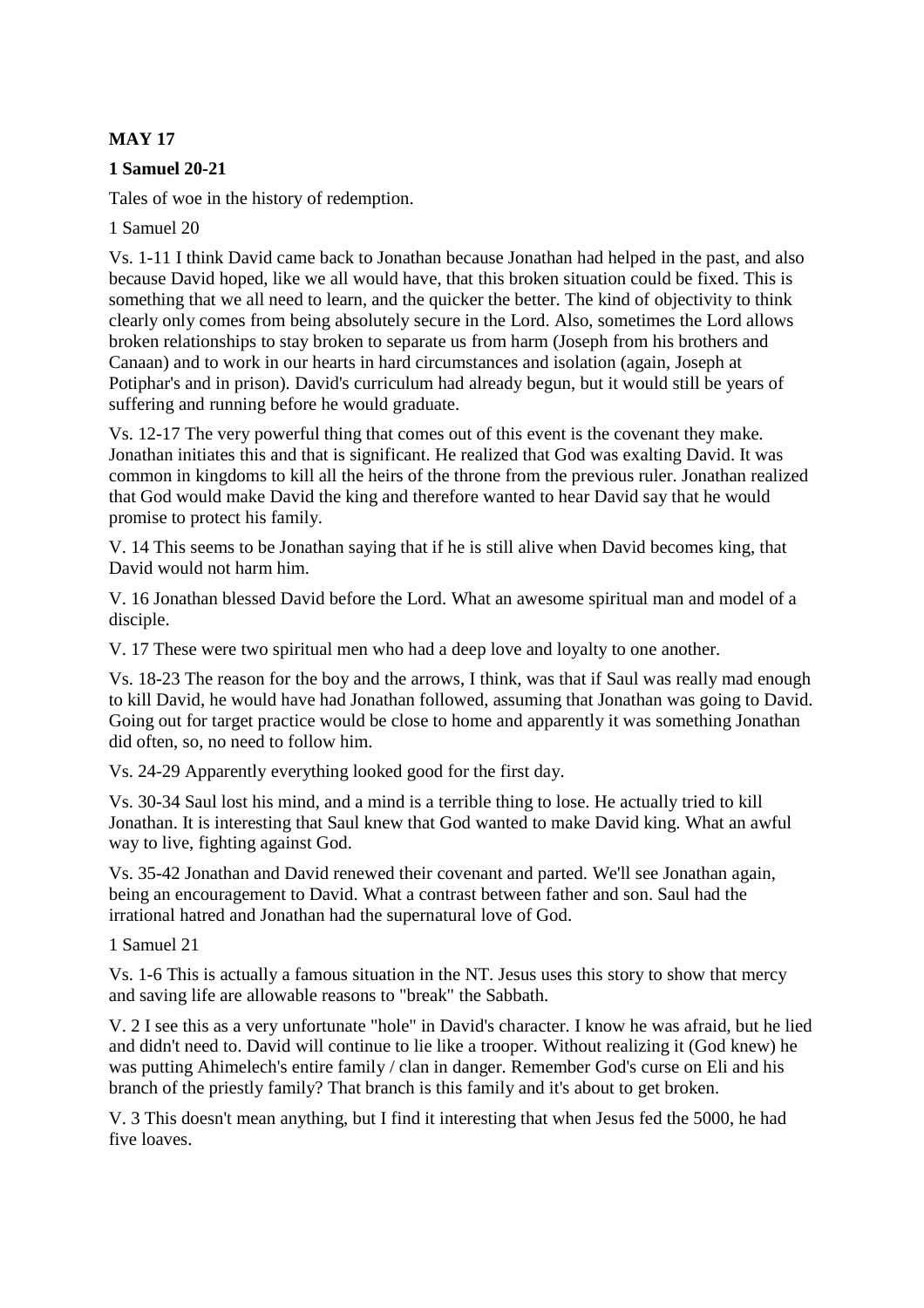**MAY 17**

**1 Samuel 20-21**

Tales of woe in the history of redemption.

1 Samuel 20

Vs. 1-11 I think David came back to Jonathan because Jonathan had helped in the past, and also because David hoped, like we all would have, that this broken situation could be fixed. This is something that we all need to learn, and the quicker the better. The kind of objectivity to think clearly only comes from being absolutely secure in the Lord. Also, sometimes the Lord allows broken relationships to stay broken to separate us from harm (Joseph from his brothers and Canaan) and to work in our hearts in hard circumstances and isolation (again, Joseph at Potiphar's and in prison). David's curriculum had already begun, but it would still be years of suffering and running before he would graduate.

Vs. 12-17 The very powerful thing that comes out of this event is the covenant they make. Jonathan initiates this and that is significant. He realized that God was exalting David. It was common in kingdoms to kill all the heirs of the throne from the previous ruler. Jonathan realized that God would make David the king and therefore wanted to hear David say that he would promise to protect his family.

V. 14 This seems to be Jonathan saying that if he is still alive when David becomes king, that David would not harm him.

V. 16 Jonathan blessed David before the Lord. What an awesome spiritual man and model of a disciple.

V. 17 These were two spiritual men who had a deep love and loyalty to one another.

Vs. 18-23 The reason for the boy and the arrows, I think, was that if Saul was really mad enough to kill David, he would have had Jonathan followed, assuming that Jonathan was going to David. Going out for target practice would be close to home and apparently it was something Jonathan did often, so, no need to follow him.

Vs. 24-29 Apparently everything looked good for the first day.

Vs. 30-34 Saul lost his mind, and a mind is a terrible thing to lose. He actually tried to kill Jonathan. It is interesting that Saul knew that God wanted to make David king. What an awful way to live, fighting against God.

Vs. 35-42 Jonathan and David renewed their covenant and parted. We'll see Jonathan again, being an encouragement to David. What a contrast between father and son. Saul had the irrational hatred and Jonathan had the supernatural love of God.

1 Samuel 21

Vs. 1-6 This is actually a famous situation in the NT. Jesus uses this story to show that mercy and saving life are allowable reasons to "break" the Sabbath.

V. 2 I see this as a very unfortunate "hole" in David's character. I know he was afraid, but he lied and didn't need to. David will continue to lie like a trooper. Without realizing it (God knew) he was putting Ahimelech's entire family / clan in danger. Remember God's curse on Eli and his branch of the priestly family? That branch is this family and it's about to get broken.

V. 3 This doesn't mean anything, but I find it interesting that when Jesus fed the 5000, he had five loaves.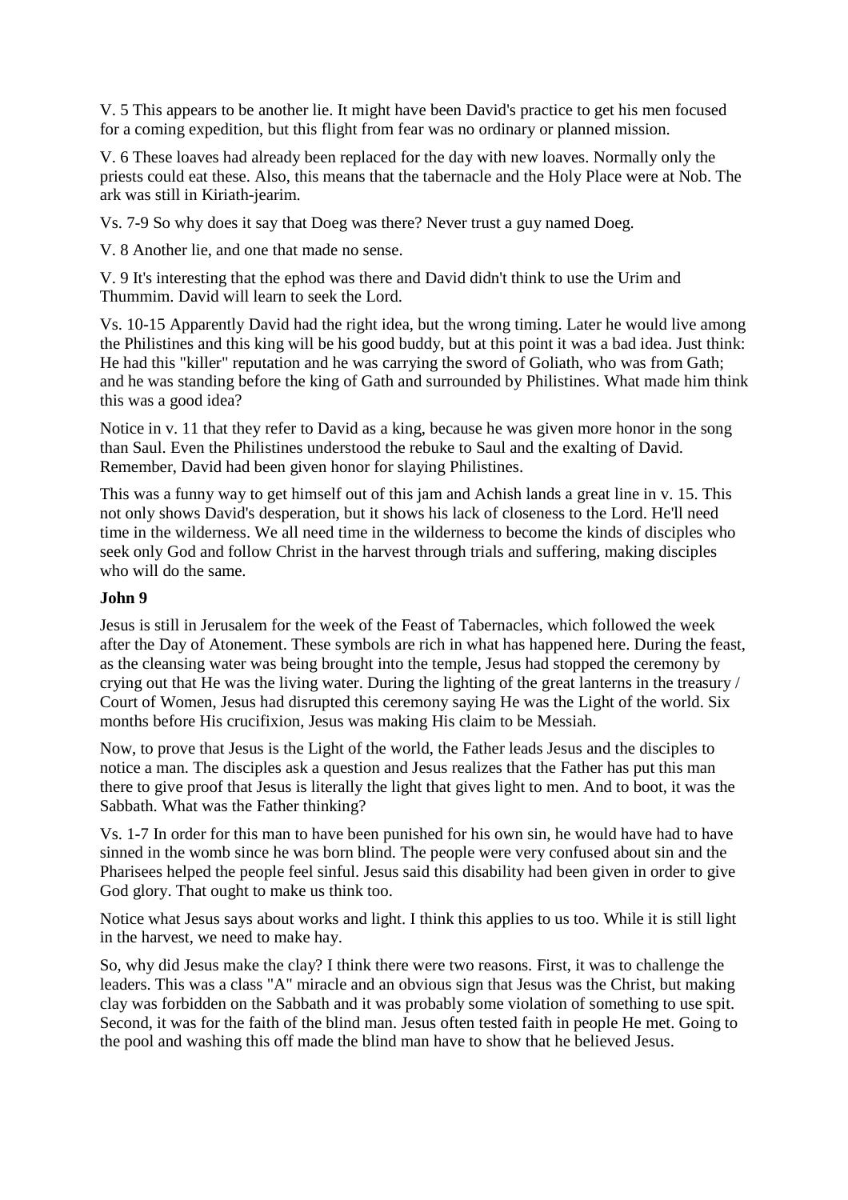V. 5 This appears to be another lie. It might have been David's practice to get his men focused for a coming expedition, but this flight from fear was no ordinary or planned mission.

V. 6 These loaves had already been replaced for the day with new loaves. Normally only the priests could eat these. Also, this means that the tabernacle and the Holy Place were at Nob. The ark was still in Kiriath-jearim.

Vs. 7-9 So why does it say that Doeg was there? Never trust a guy named Doeg.

V. 8 Another lie, and one that made no sense.

V. 9 It's interesting that the ephod was there and David didn't think to use the Urim and Thummim. David will learn to seek the Lord.

Vs. 10-15 Apparently David had the right idea, but the wrong timing. Later he would live among the Philistines and this king will be his good buddy, but at this point it was a bad idea. Just think: He had this "killer" reputation and he was carrying the sword of Goliath, who was from Gath; and he was standing before the king of Gath and surrounded by Philistines. What made him think this was a good idea?

Notice in v. 11 that they refer to David as a king, because he was given more honor in the song than Saul. Even the Philistines understood the rebuke to Saul and the exalting of David. Remember, David had been given honor for slaying Philistines.

This was a funny way to get himself out of this jam and Achish lands a great line in v. 15. This not only shows David's desperation, but it shows his lack of closeness to the Lord. He'll need time in the wilderness. We all need time in the wilderness to become the kinds of disciples who seek only God and follow Christ in the harvest through trials and suffering, making disciples who will do the same.

**John 9**

Jesus is still in Jerusalem for the week of the Feast of Tabernacles, which followed the week after the Day of Atonement. These symbols are rich in what has happened here. During the feast, as the cleansing water was being brought into the temple, Jesus had stopped the ceremony by crying out that He was the living water. During the lighting of the great lanterns in the treasury / Court of Women, Jesus had disrupted this ceremony saying He was the Light of the world. Six months before His crucifixion, Jesus was making His claim to be Messiah.

Now, to prove that Jesus is the Light of the world, the Father leads Jesus and the disciples to notice a man. The disciples ask a question and Jesus realizes that the Father has put this man there to give proof that Jesus is literally the light that gives light to men. And to boot, it was the Sabbath. What was the Father thinking?

Vs. 1-7 In order for this man to have been punished for his own sin, he would have had to have sinned in the womb since he was born blind. The people were very confused about sin and the Pharisees helped the people feel sinful. Jesus said this disability had been given in order to give God glory. That ought to make us think too.

Notice what Jesus says about works and light. I think this applies to us too. While it is still light in the harvest, we need to make hay.

So, why did Jesus make the clay? I think there were two reasons. First, it was to challenge the leaders. This was a class "A" miracle and an obvious sign that Jesus was the Christ, but making clay was forbidden on the Sabbath and it was probably some violation of something to use spit. Second, it was for the faith of the blind man. Jesus often tested faith in people He met. Going to the pool and washing this off made the blind man have to show that he believed Jesus.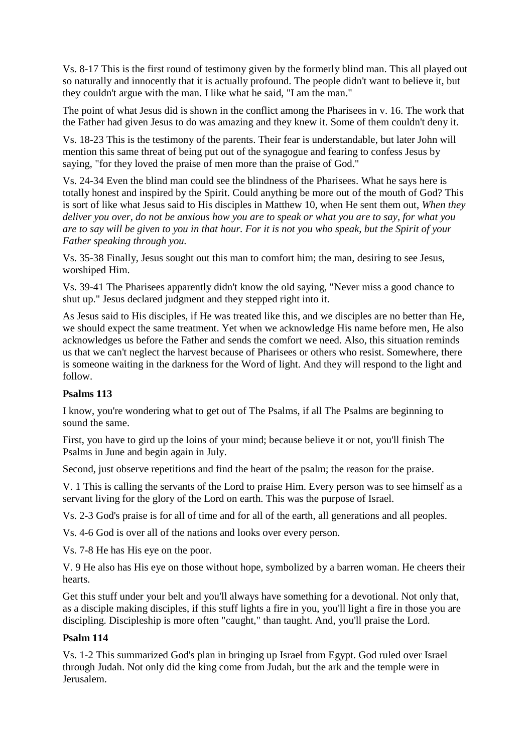Vs. 8-17 This is the first round of testimony given by the formerly blind man. This all played out so naturally and innocently that it is actually profound. The people didn't want to believe it, but they couldn't argue with the man. I like what he said, "I am the man."

The point of what Jesus did is shown in the conflict among the Pharisees in v. 16. The work that the Father had given Jesus to do was amazing and they knew it. Some of them couldn't deny it.

Vs. 18-23 This is the testimony of the parents. Their fear is understandable, but later John will mention this same threat of being put out of the synagogue and fearing to confess Jesus by saying, "for they loved the praise of men more than the praise of God."

Vs. 24-34 Even the blind man could see the blindness of the Pharisees. What he says here is totally honest and inspired by the Spirit. Could anything be more out of the mouth of God? This is sort of like what Jesus said to His disciples in Matthew 10, when He sent them out, *When they deliver you over, do not be anxious how you are to speak or what you are to say, for what you are to say will be given to you in that hour. For it is not you who speak, but the Spirit of your Father speaking through you.*

Vs. 35-38 Finally, Jesus sought out this man to comfort him; the man, desiring to see Jesus, worshiped Him.

Vs. 39-41 The Pharisees apparently didn't know the old saying, "Never miss a good chance to shut up." Jesus declared judgment and they stepped right into it.

As Jesus said to His disciples, if He was treated like this, and we disciples are no better than He, we should expect the same treatment. Yet when we acknowledge His name before men, He also acknowledges us before the Father and sends the comfort we need. Also, this situation reminds us that we can't neglect the harvest because of Pharisees or others who resist. Somewhere, there is someone waiting in the darkness for the Word of light. And they will respond to the light and follow.

**Psalms 113**

I know, you're wondering what to get out of The Psalms, if all The Psalms are beginning to sound the same.

First, you have to gird up the loins of your mind; because believe it or not, you'll finish The Psalms in June and begin again in July.

Second, just observe repetitions and find the heart of the psalm; the reason for the praise.

V. 1 This is calling the servants of the Lord to praise Him. Every person was to see himself as a servant living for the glory of the Lord on earth. This was the purpose of Israel.

Vs. 2-3 God's praise is for all of time and for all of the earth, all generations and all peoples.

Vs. 4-6 God is over all of the nations and looks over every person.

Vs. 7-8 He has His eye on the poor.

V. 9 He also has His eye on those without hope, symbolized by a barren woman. He cheers their hearts.

Get this stuff under your belt and you'll always have something for a devotional. Not only that, as a disciple making disciples, if this stuff lights a fire in you, you'll light a fire in those you are discipling. Discipleship is more often "caught," than taught. And, you'll praise the Lord.

**Psalm 114**

Vs. 1-2 This summarized God's plan in bringing up Israel from Egypt. God ruled over Israel through Judah. Not only did the king come from Judah, but the ark and the temple were in Jerusalem.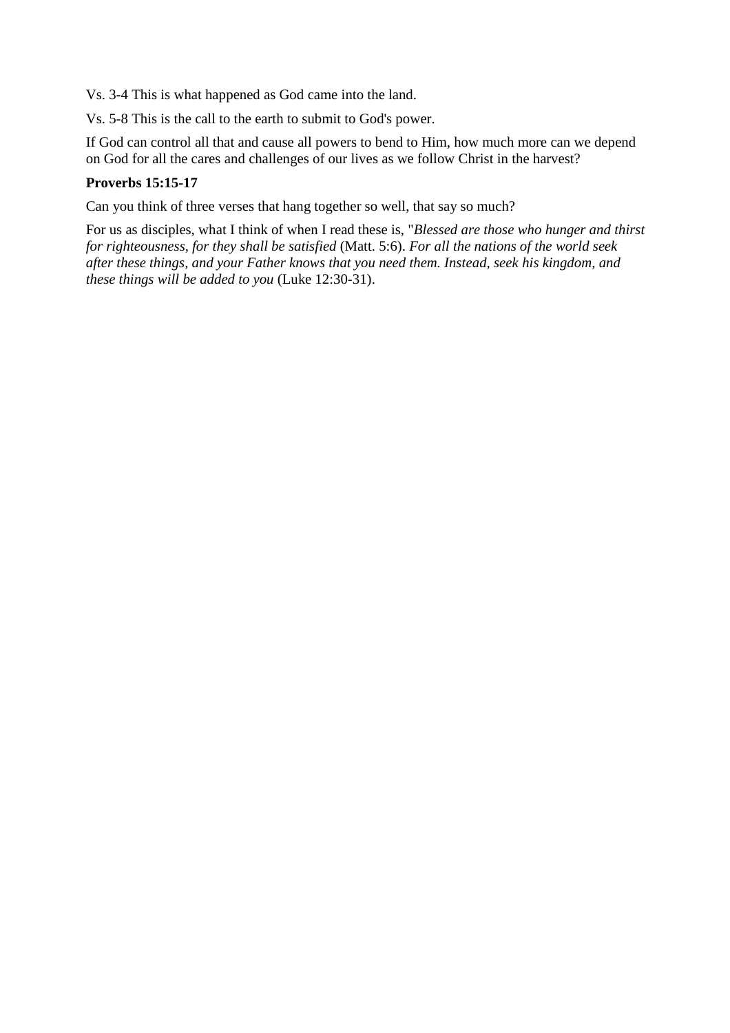Vs. 3-4 This is what happened as God came into the land.

Vs. 5-8 This is the call to the earth to submit to God's power.

If God can control all that and cause all powers to bend to Him, how much more can we depend on God for all the cares and challenges of our lives as we follow Christ in the harvest?

**Proverbs 15:15-17**

Can you think of three verses that hang together so well, that say so much?

For us as disciples, what I think of when I read these is, "*Blessed are those who hunger and thirst for righteousness, for they shall be satisfied* (Matt. 5:6). *For all the nations of the world seek after these things, and your Father knows that you need them. Instead, seek his kingdom, and these things will be added to you* (Luke 12:30-31).